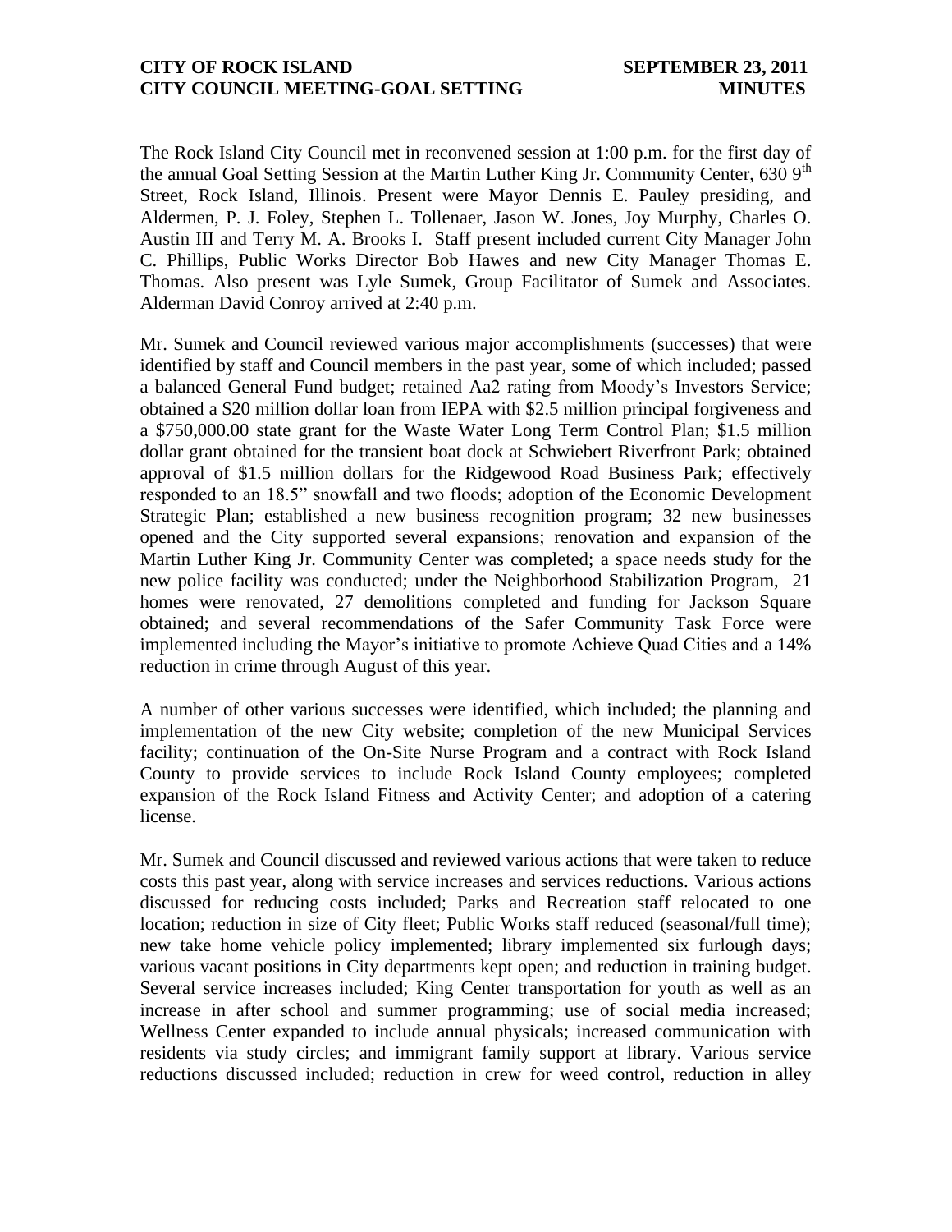The Rock Island City Council met in reconvened session at 1:00 p.m. for the first day of the annual Goal Setting Session at the Martin Luther King Jr. Community Center, 630 9th Street, Rock Island, Illinois. Present were Mayor Dennis E. Pauley presiding, and Aldermen, P. J. Foley, Stephen L. Tollenaer, Jason W. Jones, Joy Murphy, Charles O. Austin III and Terry M. A. Brooks I. Staff present included current City Manager John C. Phillips, Public Works Director Bob Hawes and new City Manager Thomas E. Thomas. Also present was Lyle Sumek, Group Facilitator of Sumek and Associates. Alderman David Conroy arrived at 2:40 p.m.

Mr. Sumek and Council reviewed various major accomplishments (successes) that were identified by staff and Council members in the past year, some of which included; passed a balanced General Fund budget; retained Aa2 rating from Moody's Investors Service; obtained a $20 million dollar loan from IEPA with $2.5 million principal forgiveness and a $750,000.00 state grant for the Waste Water Long Term Control Plan; $1.5 million dollar grant obtained for the transient boat dock at Schwiebert Riverfront Park; obtained approval of $1.5 million dollars for the Ridgewood Road Business Park; effectively responded to an 18.5" snowfall and two floods; adoption of the Economic Development Strategic Plan; established a new business recognition program; 32 new businesses opened and the City supported several expansions; renovation and expansion of the Martin Luther King Jr. Community Center was completed; a space needs study for the new police facility was conducted; under the Neighborhood Stabilization Program, 21 homes were renovated, 27 demolitions completed and funding for Jackson Square obtained; and several recommendations of the Safer Community Task Force were implemented including the Mayor's initiative to promote Achieve Quad Cities and a 14% reduction in crime through August of this year.

A number of other various successes were identified, which included; the planning and implementation of the new City website; completion of the new Municipal Services facility; continuation of the On-Site Nurse Program and a contract with Rock Island County to provide services to include Rock Island County employees; completed expansion of the Rock Island Fitness and Activity Center; and adoption of a catering license.

Mr. Sumek and Council discussed and reviewed various actions that were taken to reduce costs this past year, along with service increases and services reductions. Various actions discussed for reducing costs included; Parks and Recreation staff relocated to one location; reduction in size of City fleet; Public Works staff reduced (seasonal/full time); new take home vehicle policy implemented; library implemented six furlough days; various vacant positions in City departments kept open; and reduction in training budget. Several service increases included; King Center transportation for youth as well as an increase in after school and summer programming; use of social media increased; Wellness Center expanded to include annual physicals; increased communication with residents via study circles; and immigrant family support at library. Various service reductions discussed included; reduction in crew for weed control, reduction in alley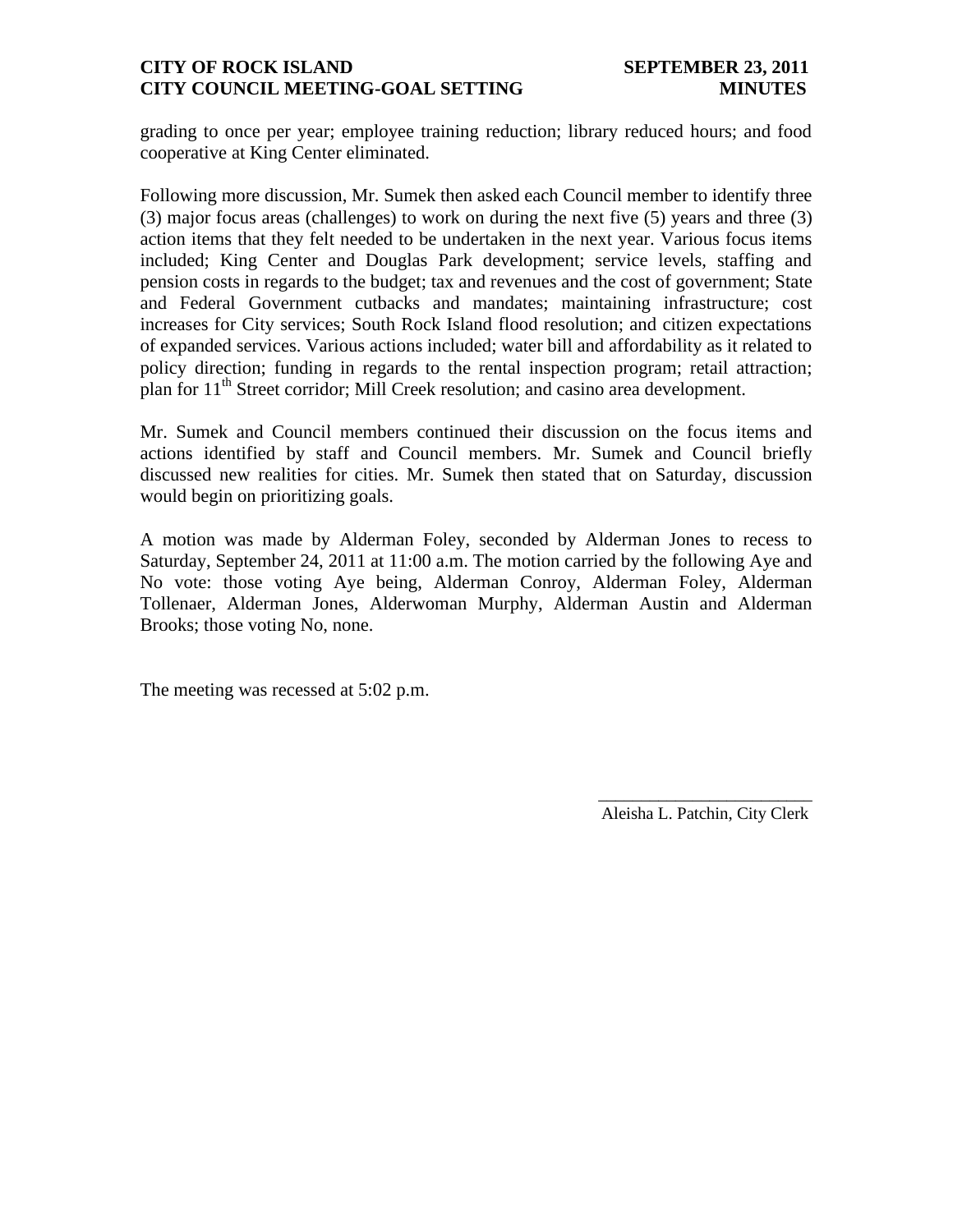grading to once per year; employee training reduction; library reduced hours; and food cooperative at King Center eliminated.

Following more discussion, Mr. Sumek then asked each Council member to identify three (3) major focus areas (challenges) to work on during the next five (5) years and three (3) action items that they felt needed to be undertaken in the next year. Various focus items included; King Center and Douglas Park development; service levels, staffing and pension costs in regards to the budget; tax and revenues and the cost of government; State and Federal Government cutbacks and mandates; maintaining infrastructure; cost increases for City services; South Rock Island flood resolution; and citizen expectations of expanded services. Various actions included; water bill and affordability as it related to policy direction; funding in regards to the rental inspection program; retail attraction; plan for 11th Street corridor; Mill Creek resolution; and casino area development.

Mr. Sumek and Council members continued their discussion on the focus items and actions identified by staff and Council members. Mr. Sumek and Council briefly discussed new realities for cities. Mr. Sumek then stated that on Saturday, discussion would begin on prioritizing goals.

A motion was made by Alderman Foley, seconded by Alderman Jones to recess to Saturday, September 24, 2011 at 11:00 a.m. The motion carried by the following Aye and No vote: those voting Aye being, Alderman Conroy, Alderman Foley, Alderman Tollenaer, Alderman Jones, Alderwoman Murphy, Alderman Austin and Alderman Brooks; those voting No, none.

The meeting was recessed at 5:02 p.m.

\_\_\_\_\_\_\_\_\_\_\_\_\_\_\_\_\_\_\_\_\_\_\_\_\_\_

Aleisha L. Patchin, City Clerk